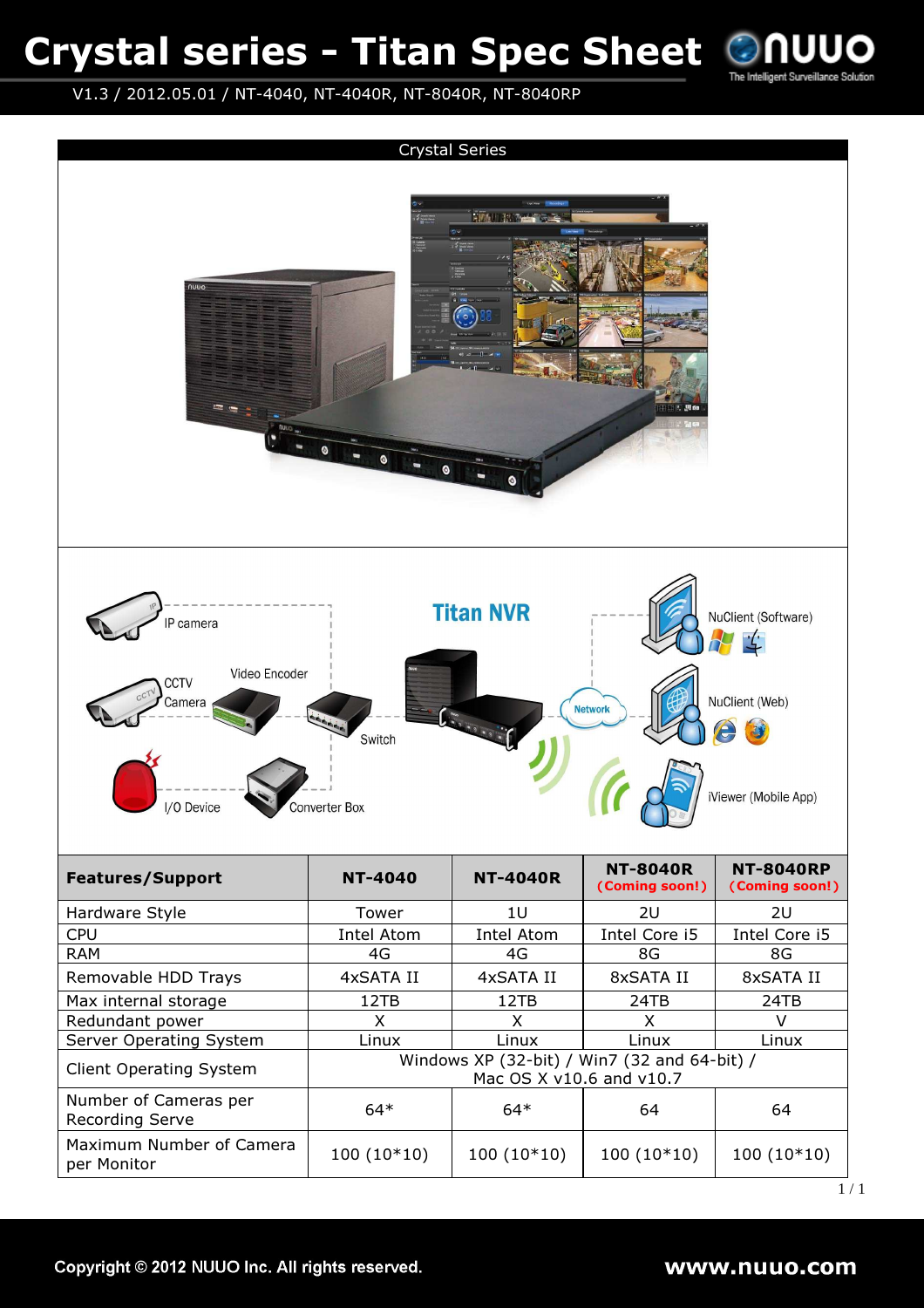# Crystal series - Titan Spec Sheet

V1.3 / 2012.05.01 / NT-4040, NT-4040R, NT-8040R, NT-8040RP

## Crystal Series

| Features/Support | NT-4040 | NT-4040R | NT-8040R (Coming soon!) | NT-8040RP (Coming soon!) |
|---|---|---|---|---|
| Hardware Style | Tower | 1U | 2U | 2U |
| CPU | Intel Atom | Intel Atom | Intel Core i5 | Intel Core i5 |
| RAM | 4G | 4G | 8G | 8G |
| Removable HDD Trays | 4xSATA II | 4xSATA II | 8xSATA II | 8xSATA II |
| Max internal storage | 12TB | 12TB | 24TB | 24TB |
| Redundant power | X | X | X | V |
| Server Operating System | Linux | Linux | Linux | Linux |
| Client Operating System | Windows XP (32-bit) / Win7 (32 and 64-bit) / Mac OS X v10.6 and v10.7 | | | |
| Number of Cameras per Recording Serve | 64* | 64* | 64 | 64 |
| Maximum Number of Camera per Monitor | 100 (10*10) | 100 (10*10) | 100 (10*10) | 100 (10*10) |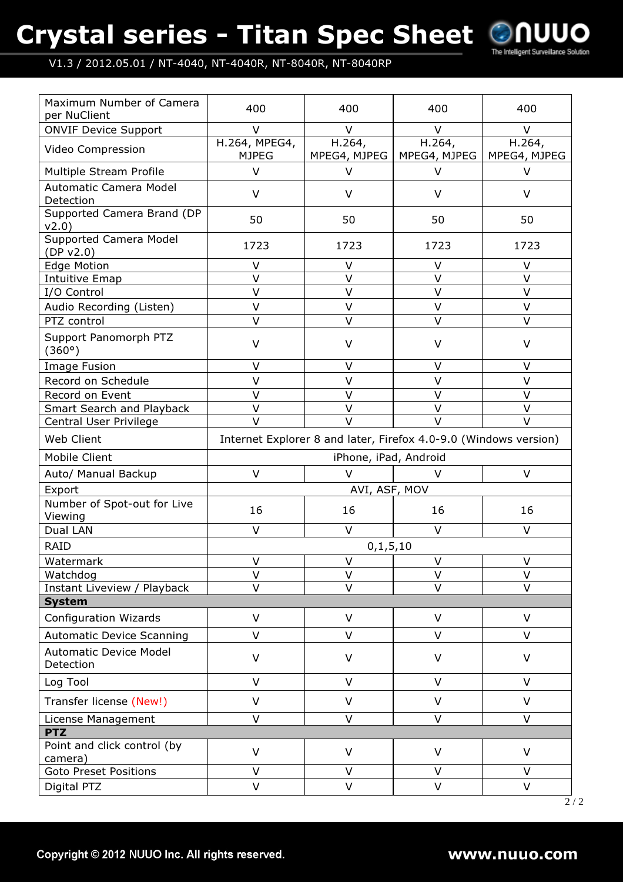# Crystal series - Titan Spec Sheet

V1.3 / 2012.05.01 / NT-4040, NT-4040R, NT-8040R, NT-8040RP

| Maximum Number of Camera per NuClient | 400 | 400 | 400 | 400 |
|---|---|---|---|---|
| ONVIF Device Support | V | V | V | V |
| Video Compression | H.264, MPEG4, MJPEG | H.264, MPEG4, MJPEG | H.264, MPEG4, MJPEG | H.264, MPEG4, MJPEG |
| Multiple Stream Profile | V | V | V | V |
| Automatic Camera Model Detection | V | V | V | V |
| Supported Camera Brand (DP v2.0) | 50 | 50 | 50 | 50 |
| Supported Camera Model (DP v2.0) | 1723 | 1723 | 1723 | 1723 |
| Edge Motion | V | V | V | V |
| Intuitive Emap | V | V | V | V |
| I/O Control | V | V | V | V |
| Audio Recording (Listen) | V | V | V | V |
| PTZ control | V | V | V | V |
| Support Panomorph PTZ (360°) | V | V | V | V |
| Image Fusion | V | V | V | V |
| Record on Schedule | V | V | V | V |
| Record on Event | V | V | V | V |
| Smart Search and Playback | V | V | V | V |
| Central User Privilege | V | V | V | V |
| Web Client | Internet Explorer 8 and later, Firefox 4.0-9.0 (Windows version) | | | |
| Mobile Client | iPhone, iPad, Android | | | |
| Auto/ Manual Backup | V | V | V | V |
| Export | AVI, ASF, MOV | | | |
| Number of Spot-out for Live Viewing | 16 | 16 | 16 | 16 |
| Dual LAN | V | V | V | V |
| RAID | 0,1,5,10 | | | |
| Watermark | V | V | V | V |
| Watchdog | V | V | V | V |
| Instant Liveview / Playback | V | V | V | V |
| **System** | | | | |
| Configuration Wizards | V | V | V | V |
| Automatic Device Scanning | V | V | V | V |
| Automatic Device Model Detection | V | V | V | V |
| Log Tool | V | V | V | V |
| Transfer license (New!) | V | V | V | V |
| License Management | V | V | V | V |
| **PTZ** | | | | |
| Point and click control (by camera) | V | V | V | V |
| Goto Preset Positions | V | V | V | V |
| Digital PTZ | V | V | V | V |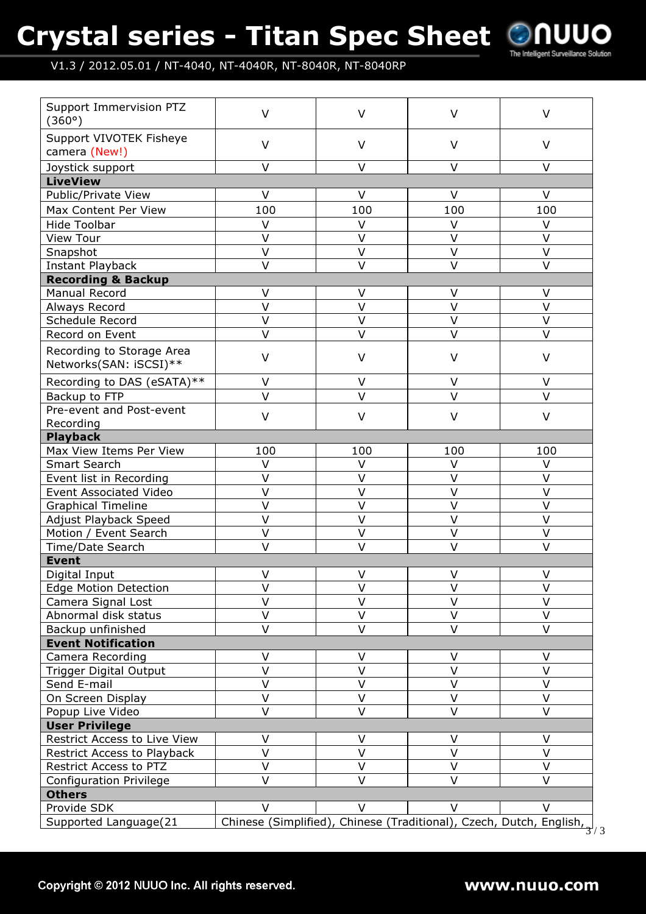| | | | | |
|---|---|---|---|---|
| Support Immersion PTZ (360°) | V | V | V | V |
| Support VIVOTEK Fisheye camera (New!) | V | V | V | V |
| Joystick support | V | V | V | V |
| **LiveView** | | | | |
| Public/Private View | V | V | V | V |
| Max Content Per View | 100 | 100 | 100 | 100 |
| Hide Toolbar | V | V | V | V |
| View Tour | V | V | V | V |
| Snapshot | V | V | V | V |
| Instant Playback | V | V | V | V |
| **Recording & Backup** | | | | |
| Manual Record | V | V | V | V |
| Always Record | V | V | V | V |
| Schedule Record | V | V | V | V |
| Record on Event | V | V | V | V |
| Recording to Storage Area Networks(SAN: iSCSI)** | V | V | V | V |
| Recording to DAS (eSATA)** | V | V | V | V |
| Backup to FTP | V | V | V | V |
| Pre-event and Post-event Recording | V | V | V | V |
| **Playback** | | | | |
| Max View Items Per View | 100 | 100 | 100 | 100 |
| Smart Search | V | V | V | V |
| Event list in Recording | V | V | V | V |
| Event Associated Video | V | V | V | V |
| Graphical Timeline | V | V | V | V |
| Adjust Playback Speed | V | V | V | V |
| Motion / Event Search | V | V | V | V |
| Time/Date Search | V | V | V | V |
| **Event** | | | | |
| Digital Input | V | V | V | V |
| Edge Motion Detection | V | V | V | V |
| Camera Signal Lost | V | V | V | V |
| Abnormal disk status | V | V | V | V |
| Backup unfinished | V | V | V | V |
| **Event Notification** | | | | |
| Camera Recording | V | V | V | V |
| Trigger Digital Output | V | V | V | V |
| Send E-mail | V | V | V | V |
| On Screen Display | V | V | V | V |
| Popup Live Video | V | V | V | V |
| **User Privilege** | | | | |
| Restrict Access to Live View | V | V | V | V |
| Restrict Access to Playback | V | V | V | V |
| Restrict Access to PTZ | V | V | V | V |
| Configuration Privilege | V | V | V | V |
| **Others** | | | | |
| Provide SDK | V | V | V | V |
| Supported Language(21 | Chinese (Simplified), Chinese (Traditional), Czech, Dutch, English, | | | |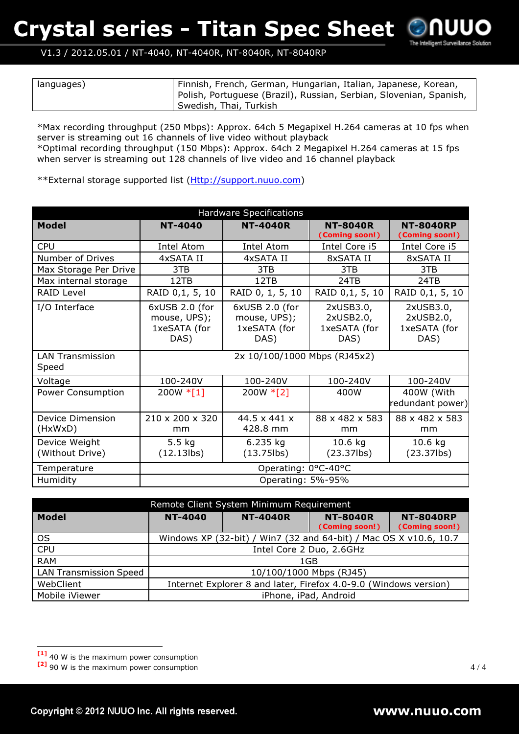| | |
|---|---|
| languages) | Finnish, French, German, Hungarian, Italian, Japanese, Korean, Polish, Portuguese (Brazil), Russian, Serbian, Slovenian, Spanish, Swedish, Thai, Turkish |

*Max recording throughput (250 Mbps): Approx. 64ch 5 Megapixel H.264 cameras at 10 fps when server is streaming out 16 channels of live video without playback
*Optimal recording throughput (150 Mbps): Approx. 64ch 2 Megapixel H.264 cameras at 15 fps when server is streaming out 128 channels of live video and 16 channel playback

**External storage supported list (Http://support.nuuo.com)

| Hardware Specifications | | | | |
|---|---|---|---|---|
| **Model** | **NT-4040** | **NT-4040R** | **NT-8040R (Coming soon!)** | **NT-8040RP (Coming soon!)** |
| CPU | Intel Atom | Intel Atom | Intel Core i5 | Intel Core i5 |
| Number of Drives | 4xSATA II | 4xSATA II | 8xSATA II | 8xSATA II |
| Max Storage Per Drive | 3TB | 3TB | 3TB | 3TB |
| Max internal storage | 12TB | 12TB | 24TB | 24TB |
| RAID Level | RAID 0,1, 5, 10 | RAID 0, 1, 5, 10 | RAID 0,1, 5, 10 | RAID 0,1, 5, 10 |
| I/O Interface | 6xUSB 2.0 (for mouse, UPS); 1xeSATA (for DAS) | 6xUSB 2.0 (for mouse, UPS); 1xeSATA (for DAS) | 2xUSB3.0, 2xUSB2.0, 1xeSATA (for DAS) | 2xUSB3.0, 2xUSB2.0, 1xeSATA (for DAS) |
| LAN Transmission Speed | 2x 10/100/1000 Mbps (RJ45x2) | | | |
| Voltage | 100-240V | 100-240V | 100-240V | 100-240V |
| Power Consumption | 200W *[1] | 200W *[2] | 400W | 400W (With redundant power) |
| Device Dimension (HxWxD) | 210 x 200 x 320 mm | 44.5 x 441 x 428.8 mm | 88 x 482 x 583 mm | 88 x 482 x 583 mm |
| Device Weight (Without Drive) | 5.5 kg (12.13lbs) | 6.235 kg (13.75lbs) | 10.6 kg (23.37lbs) | 10.6 kg (23.37lbs) |
| Temperature | Operating: 0°C-40°C | | | |
| Humidity | Operating: 5%-95% | | | |

| Remote Client System Minimum Requirement | | | | |
|---|---|---|---|---|
| **Model** | **NT-4040** | **NT-4040R** | **NT-8040R (Coming soon!)** | **NT-8040RP (Coming soon!)** |
| OS | Windows XP (32-bit) / Win7 (32 and 64-bit) / Mac OS X v10.6, 10.7 | | | |
| CPU | Intel Core 2 Duo, 2.6GHz | | | |
| RAM | 1GB | | | |
| LAN Transmission Speed | 10/100/1000 Mbps (RJ45) | | | |
| WebClient | Internet Explorer 8 and later, Firefox 4.0-9.0 (Windows version) | | | |
| Mobile iViewer | iPhone, iPad, Android | | | |

[1] 40 W is the maximum power consumption
[2] 90 W is the maximum power consumption